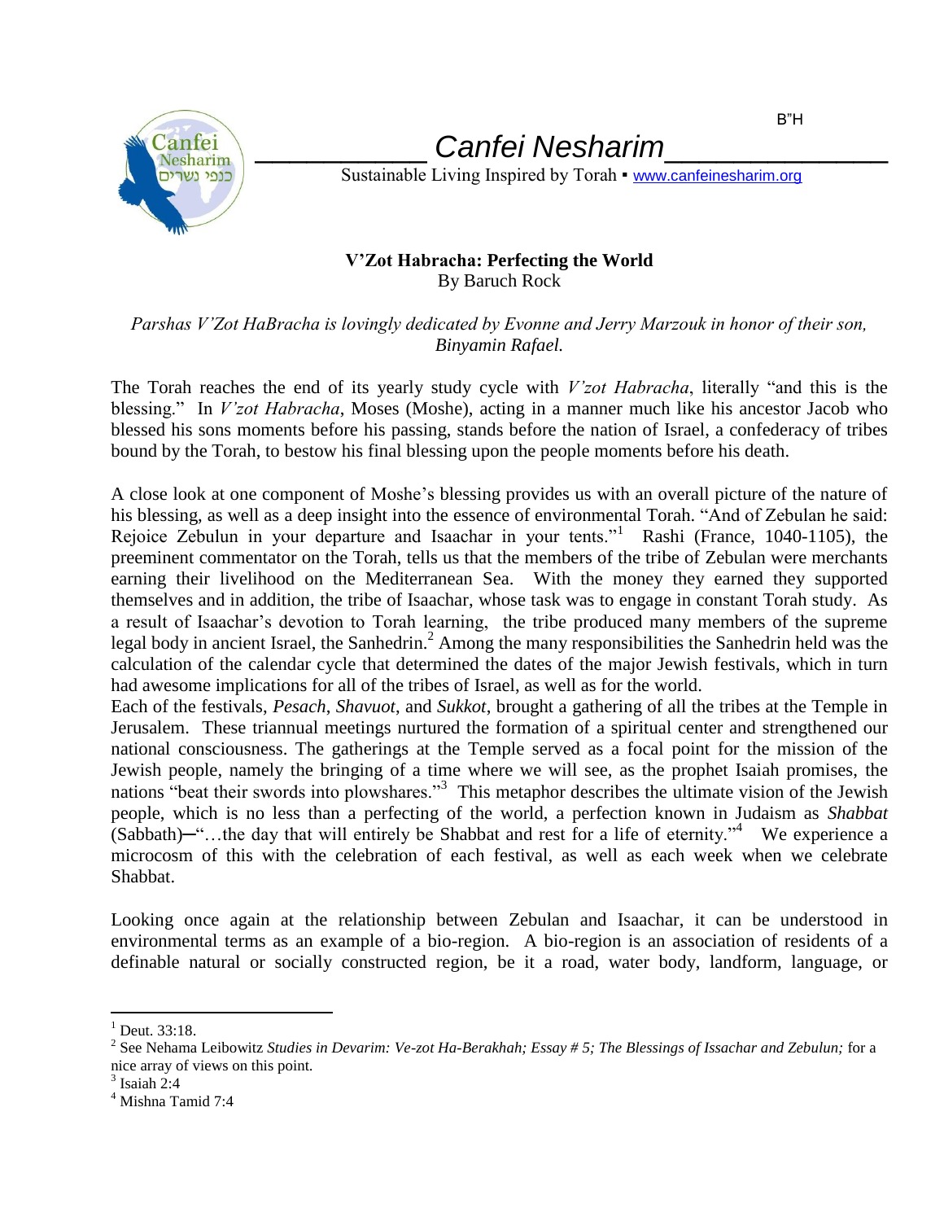B"H

# Canfei Nesharim

Sustainable Living Inspired by Torah ▪ www.canfeinesharim.org

**V'Zot Habracha: Perfecting the World**
By Baruch Rock

*Parshas V'Zot HaBracha is lovingly dedicated by Evonne and Jerry Marzouk in honor of their son, Binyamin Rafael.*

The Torah reaches the end of its yearly study cycle with *V'zot Habracha*, literally "and this is the blessing." In *V'zot Habracha*, Moses (Moshe), acting in a manner much like his ancestor Jacob who blessed his sons moments before his passing, stands before the nation of Israel, a confederacy of tribes bound by the Torah, to bestow his final blessing upon the people moments before his death.

A close look at one component of Moshe's blessing provides us with an overall picture of the nature of his blessing, as well as a deep insight into the essence of environmental Torah. "And of Zebulan he said: Rejoice Zebulun in your departure and Isaachar in your tents."[1] Rashi (France, 1040-1105), the preeminent commentator on the Torah, tells us that the members of the tribe of Zebulan were merchants earning their livelihood on the Mediterranean Sea. With the money they earned they supported themselves and in addition, the tribe of Isaachar, whose task was to engage in constant Torah study. As a result of Isaachar's devotion to Torah learning, the tribe produced many members of the supreme legal body in ancient Israel, the Sanhedrin.[2] Among the many responsibilities the Sanhedrin held was the calculation of the calendar cycle that determined the dates of the major Jewish festivals, which in turn had awesome implications for all of the tribes of Israel, as well as for the world.

Each of the festivals, *Pesach*, *Shavuot*, and *Sukkot*, brought a gathering of all the tribes at the Temple in Jerusalem. These triannual meetings nurtured the formation of a spiritual center and strengthened our national consciousness. The gatherings at the Temple served as a focal point for the mission of the Jewish people, namely the bringing of a time where we will see, as the prophet Isaiah promises, the nations "beat their swords into plowshares."[3] This metaphor describes the ultimate vision of the Jewish people, which is no less than a perfecting of the world, a perfection known in Judaism as *Shabbat* (Sabbath)—"…the day that will entirely be Shabbat and rest for a life of eternity."[4] We experience a microcosm of this with the celebration of each festival, as well as each week when we celebrate Shabbat.

Looking once again at the relationship between Zebulan and Isaachar, it can be understood in environmental terms as an example of a bio-region. A bio-region is an association of residents of a definable natural or socially constructed region, be it a road, water body, landform, language, or

---

[1] Deut. 33:18.

[2] See Nehama Leibowitz *Studies in Devarim: Ve-zot Ha-Berakhah; Essay # 5; The Blessings of Issachar and Zebulun;* for a nice array of views on this point.

[3] Isaiah 2:4

[4] Mishna Tamid 7:4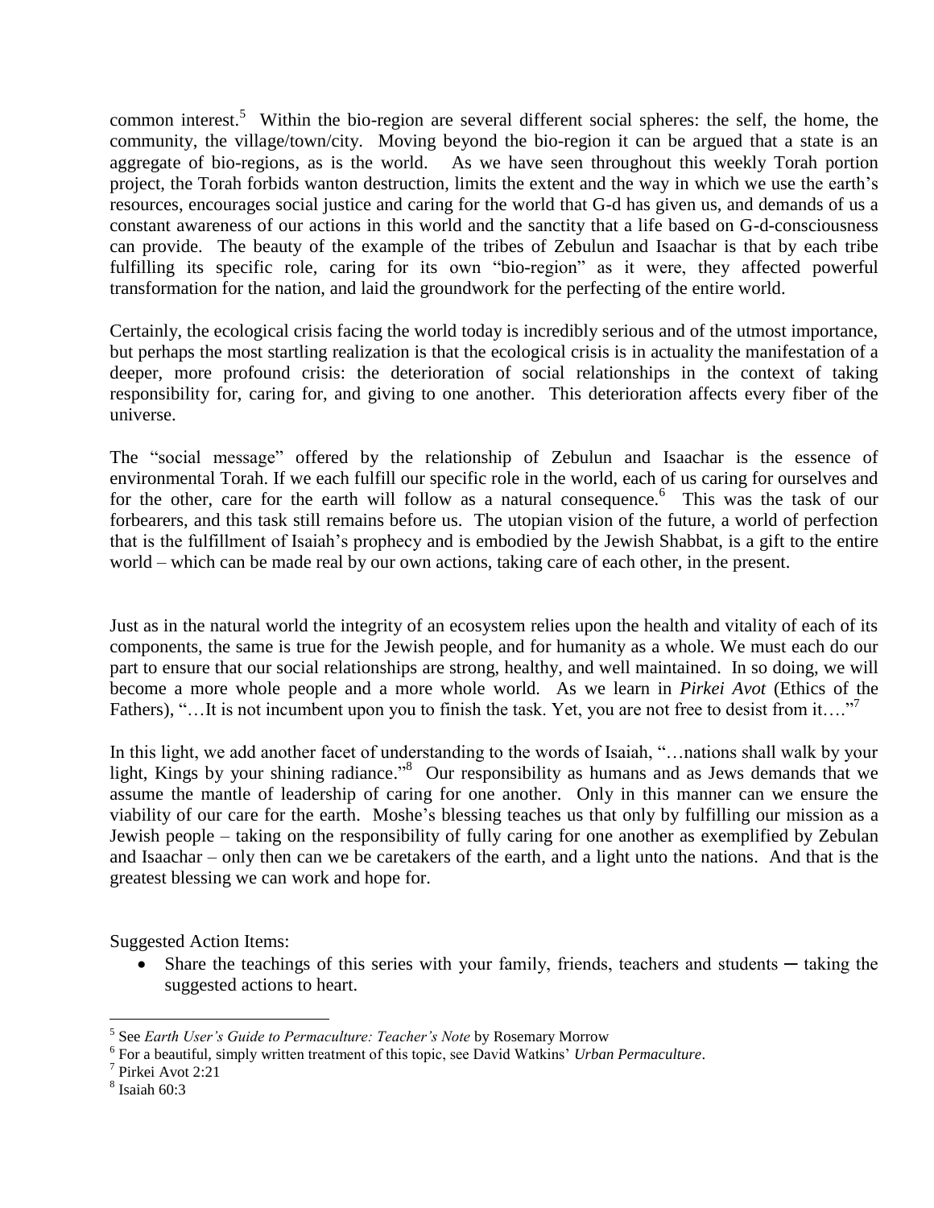common interest.[5] Within the bio-region are several different social spheres: the self, the home, the community, the village/town/city. Moving beyond the bio-region it can be argued that a state is an aggregate of bio-regions, as is the world. As we have seen throughout this weekly Torah portion project, the Torah forbids wanton destruction, limits the extent and the way in which we use the earth's resources, encourages social justice and caring for the world that G-d has given us, and demands of us a constant awareness of our actions in this world and the sanctity that a life based on G-d-consciousness can provide. The beauty of the example of the tribes of Zebulun and Isaachar is that by each tribe fulfilling its specific role, caring for its own "bio-region" as it were, they affected powerful transformation for the nation, and laid the groundwork for the perfecting of the entire world.

Certainly, the ecological crisis facing the world today is incredibly serious and of the utmost importance, but perhaps the most startling realization is that the ecological crisis is in actuality the manifestation of a deeper, more profound crisis: the deterioration of social relationships in the context of taking responsibility for, caring for, and giving to one another. This deterioration affects every fiber of the universe.

The "social message" offered by the relationship of Zebulun and Isaachar is the essence of environmental Torah. If we each fulfill our specific role in the world, each of us caring for ourselves and for the other, care for the earth will follow as a natural consequence.[6] This was the task of our forbearers, and this task still remains before us. The utopian vision of the future, a world of perfection that is the fulfillment of Isaiah's prophecy and is embodied by the Jewish Shabbat, is a gift to the entire world – which can be made real by our own actions, taking care of each other, in the present.

Just as in the natural world the integrity of an ecosystem relies upon the health and vitality of each of its components, the same is true for the Jewish people, and for humanity as a whole. We must each do our part to ensure that our social relationships are strong, healthy, and well maintained. In so doing, we will become a more whole people and a more whole world. As we learn in *Pirkei Avot* (Ethics of the Fathers), "…It is not incumbent upon you to finish the task. Yet, you are not free to desist from it…."[7]

In this light, we add another facet of understanding to the words of Isaiah, "…nations shall walk by your light, Kings by your shining radiance."[8] Our responsibility as humans and as Jews demands that we assume the mantle of leadership of caring for one another. Only in this manner can we ensure the viability of our care for the earth. Moshe's blessing teaches us that only by fulfilling our mission as a Jewish people – taking on the responsibility of fully caring for one another as exemplified by Zebulan and Isaachar – only then can we be caretakers of the earth, and a light unto the nations. And that is the greatest blessing we can work and hope for.

Suggested Action Items:

- Share the teachings of this series with your family, friends, teachers and students ─ taking the suggested actions to heart.

---

[5] See *Earth User's Guide to Permaculture: Teacher's Note* by Rosemary Morrow

[6] For a beautiful, simply written treatment of this topic, see David Watkins' *Urban Permaculture*.

[7] Pirkei Avot 2:21

[8] Isaiah 60:3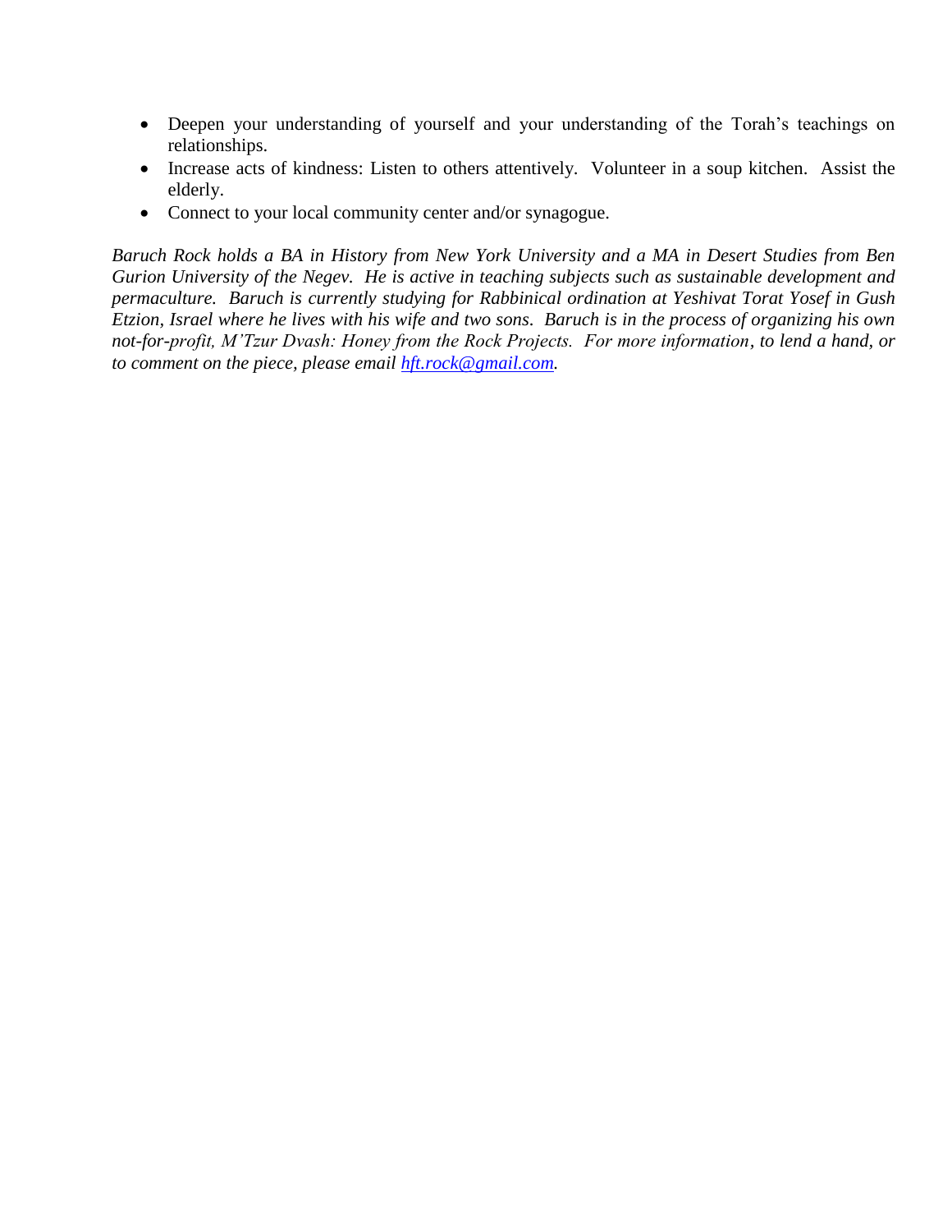- Deepen your understanding of yourself and your understanding of the Torah's teachings on relationships.
- Increase acts of kindness: Listen to others attentively. Volunteer in a soup kitchen. Assist the elderly.
- Connect to your local community center and/or synagogue.

*Baruch Rock holds a BA in History from New York University and a MA in Desert Studies from Ben Gurion University of the Negev. He is active in teaching subjects such as sustainable development and permaculture. Baruch is currently studying for Rabbinical ordination at Yeshivat Torat Yosef in Gush Etzion, Israel where he lives with his wife and two sons. Baruch is in the process of organizing his own not-for-profit, M'Tzur Dvash: Honey from the Rock Projects. For more information, to lend a hand, or to comment on the piece, please email [hft.rock@gmail.com](mailto:hft.rock@gmail.com).*